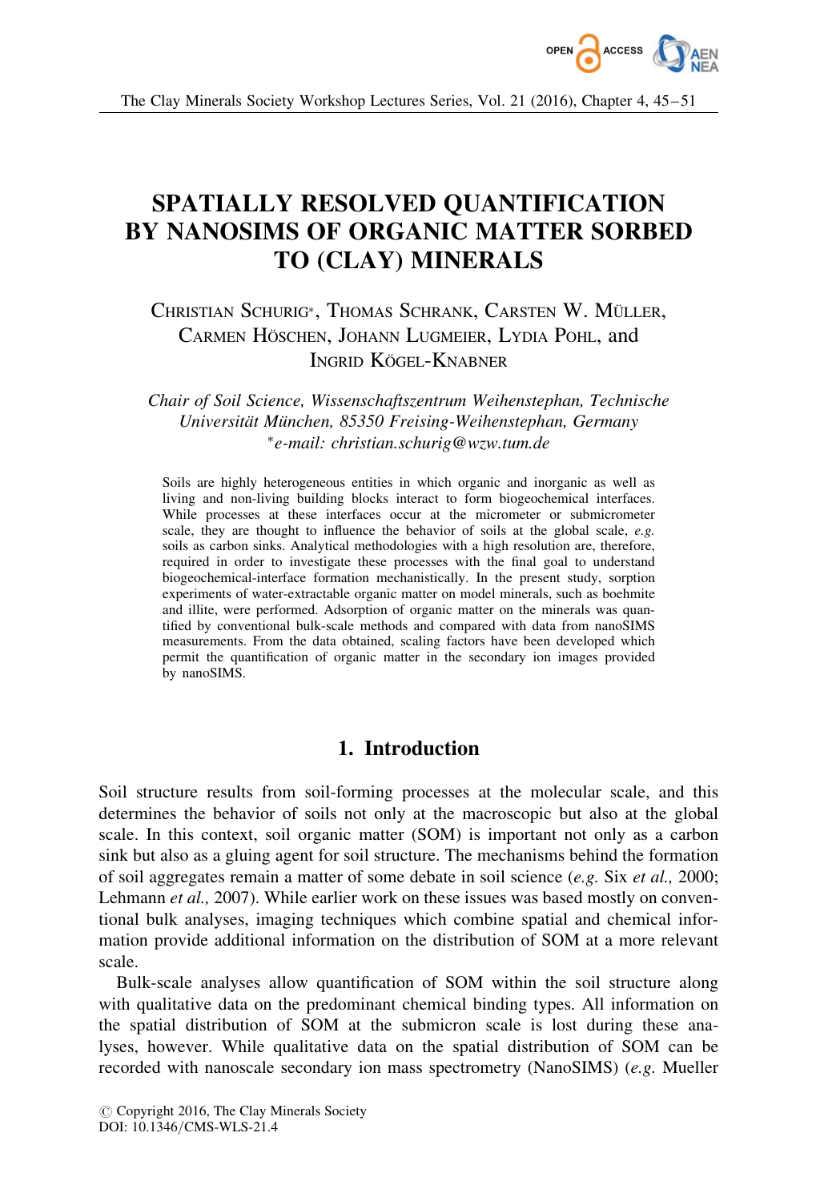# SPATIALLY RESOLVED QUANTIFICATION BY NANOSIMS OF ORGANIC MATTER SORBED TO (CLAY) MINERALS

CHRISTIAN SCHURIG*, THOMAS SCHRANK, CARSTEN W. MÜLLER, CARMEN HÖSCHEN, JOHANN LUGMEIER, LYDIA POHL, and INGRID KÖGEL-KNABNER

*Chair of Soil Science, Wissenschaftszentrum Weihenstephan, Technische Universität München, 85350 Freising-Weihenstephan, Germany*
*\*e-mail: christian.schurig@wzw.tum.de*

Soils are highly heterogeneous entities in which organic and inorganic as well as living and non-living building blocks interact to form biogeochemical interfaces. While processes at these interfaces occur at the micrometer or submicrometer scale, they are thought to influence the behavior of soils at the global scale, *e.g.* soils as carbon sinks. Analytical methodologies with a high resolution are, therefore, required in order to investigate these processes with the final goal to understand biogeochemical-interface formation mechanistically. In the present study, sorption experiments of water-extractable organic matter on model minerals, such as boehmite and illite, were performed. Adsorption of organic matter on the minerals was quantified by conventional bulk-scale methods and compared with data from nanoSIMS measurements. From the data obtained, scaling factors have been developed which permit the quantification of organic matter in the secondary ion images provided by nanoSIMS.

## 1. Introduction

Soil structure results from soil-forming processes at the molecular scale, and this determines the behavior of soils not only at the macroscopic but also at the global scale. In this context, soil organic matter (SOM) is important not only as a carbon sink but also as a gluing agent for soil structure. The mechanisms behind the formation of soil aggregates remain a matter of some debate in soil science (*e.g.* Six *et al.,* 2000; Lehmann *et al.,* 2007). While earlier work on these issues was based mostly on conventional bulk analyses, imaging techniques which combine spatial and chemical information provide additional information on the distribution of SOM at a more relevant scale.

Bulk-scale analyses allow quantification of SOM within the soil structure along with qualitative data on the predominant chemical binding types. All information on the spatial distribution of SOM at the submicron scale is lost during these analyses, however. While qualitative data on the spatial distribution of SOM can be recorded with nanoscale secondary ion mass spectrometry (NanoSIMS) (*e.g.* Mueller

© Copyright 2016, The Clay Minerals Society
DOI: 10.1346/CMS-WLS-21.4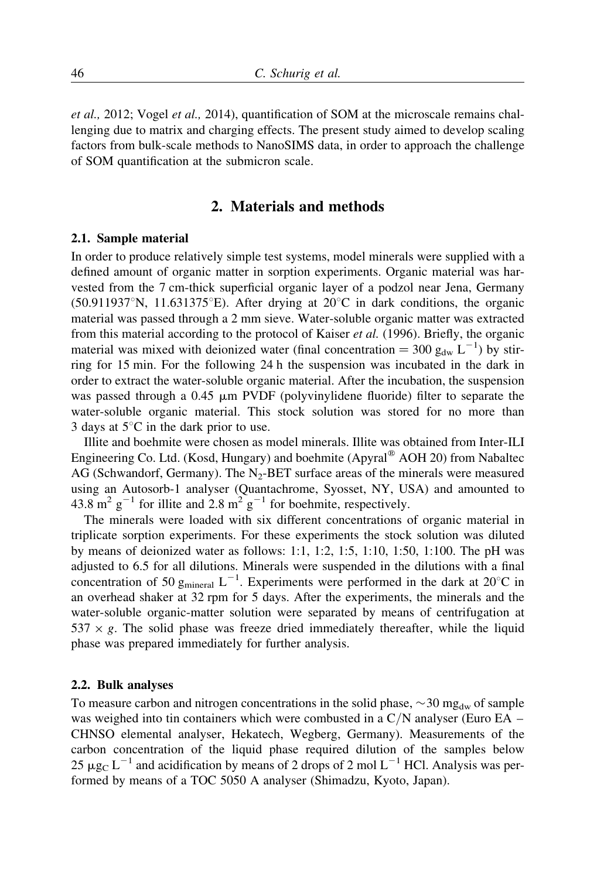*et al.,* 2012; Vogel *et al.,* 2014), quantification of SOM at the microscale remains challenging due to matrix and charging effects. The present study aimed to develop scaling factors from bulk-scale methods to NanoSIMS data, in order to approach the challenge of SOM quantification at the submicron scale.

## 2. Materials and methods

### 2.1. Sample material

In order to produce relatively simple test systems, model minerals were supplied with a defined amount of organic matter in sorption experiments. Organic material was harvested from the 7 cm-thick superficial organic layer of a podzol near Jena, Germany (50.911937°N, 11.631375°E). After drying at 20°C in dark conditions, the organic material was passed through a 2 mm sieve. Water-soluble organic matter was extracted from this material according to the protocol of Kaiser *et al.* (1996). Briefly, the organic material was mixed with deionized water (final concentration = 300 $g_{dw}$ $L^{-1}$) by stirring for 15 min. For the following 24 h the suspension was incubated in the dark in order to extract the water-soluble organic material. After the incubation, the suspension was passed through a 0.45 μm PVDF (polyvinylidene fluoride) filter to separate the water-soluble organic material. This stock solution was stored for no more than 3 days at 5°C in the dark prior to use.

Illite and boehmite were chosen as model minerals. Illite was obtained from Inter-ILI Engineering Co. Ltd. (Kosd, Hungary) and boehmite (Apyral® AOH 20) from Nabaltec AG (Schwandorf, Germany). The $N_2$-BET surface areas of the minerals were measured using an Autosorb-1 analyser (Quantachrome, Syosset, NY, USA) and amounted to 43.8 $m^2$ $g^{-1}$ for illite and 2.8 $m^2$ $g^{-1}$ for boehmite, respectively.

The minerals were loaded with six different concentrations of organic material in triplicate sorption experiments. For these experiments the stock solution was diluted by means of deionized water as follows: 1:1, 1:2, 1:5, 1:10, 1:50, 1:100. The pH was adjusted to 6.5 for all dilutions. Minerals were suspended in the dilutions with a final concentration of 50 $g_{mineral}$ $L^{-1}$. Experiments were performed in the dark at 20°C in an overhead shaker at 32 rpm for 5 days. After the experiments, the minerals and the water-soluble organic-matter solution were separated by means of centrifugation at 537 × *g*. The solid phase was freeze dried immediately thereafter, while the liquid phase was prepared immediately for further analysis.

### 2.2. Bulk analyses

To measure carbon and nitrogen concentrations in the solid phase, ~30 $mg_{dw}$ of sample was weighed into tin containers which were combusted in a C/N analyser (Euro EA – CHNSO elemental analyser, Hekatech, Wegberg, Germany). Measurements of the carbon concentration of the liquid phase required dilution of the samples below 25 $\mu g_C$ $L^{-1}$ and acidification by means of 2 drops of 2 mol $L^{-1}$ HCl. Analysis was performed by means of a TOC 5050 A analyser (Shimadzu, Kyoto, Japan).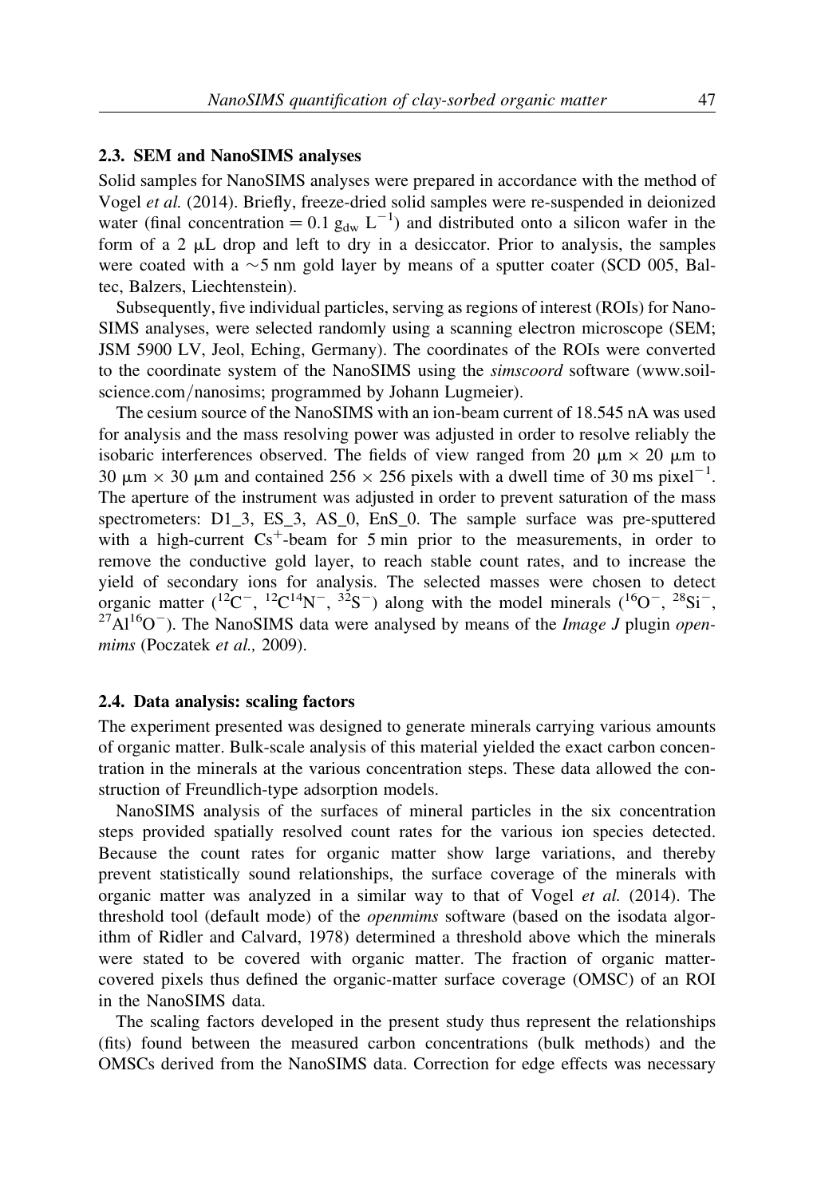### 2.3. SEM and NanoSIMS analyses

Solid samples for NanoSIMS analyses were prepared in accordance with the method of Vogel *et al.* (2014). Briefly, freeze-dried solid samples were re-suspended in deionized water (final concentration = 0.1 $g_{dw}$ $L^{-1}$) and distributed onto a silicon wafer in the form of a 2 μL drop and left to dry in a desiccator. Prior to analysis, the samples were coated with a ~5 nm gold layer by means of a sputter coater (SCD 005, Baltec, Balzers, Liechtenstein).

Subsequently, five individual particles, serving as regions of interest (ROIs) for NanoSIMS analyses, were selected randomly using a scanning electron microscope (SEM; JSM 5900 LV, Jeol, Eching, Germany). The coordinates of the ROIs were converted to the coordinate system of the NanoSIMS using the *simscoord* software (www.soil-science.com/nanosims; programmed by Johann Lugmeier).

The cesium source of the NanoSIMS with an ion-beam current of 18.545 nA was used for analysis and the mass resolving power was adjusted in order to resolve reliably the isobaric interferences observed. The fields of view ranged from 20 μm × 20 μm to 30 μm × 30 μm and contained 256 × 256 pixels with a dwell time of 30 ms $pixel^{-1}$. The aperture of the instrument was adjusted in order to prevent saturation of the mass spectrometers: D1_3, ES_3, AS_0, EnS_0. The sample surface was pre-sputtered with a high-current $Cs^{+}$-beam for 5 min prior to the measurements, in order to remove the conductive gold layer, to reach stable count rates, and to increase the yield of secondary ions for analysis. The selected masses were chosen to detect organic matter ($^{12}C^{-}$, $^{12}C^{14}N^{-}$, $^{32}S^{-}$) along with the model minerals ($^{16}O^{-}$, $^{28}Si^{-}$, $^{27}Al^{16}O^{-}$). The NanoSIMS data were analysed by means of the *Image J* plugin *openmims* (Poczatek *et al.,* 2009).

### 2.4. Data analysis: scaling factors

The experiment presented was designed to generate minerals carrying various amounts of organic matter. Bulk-scale analysis of this material yielded the exact carbon concentration in the minerals at the various concentration steps. These data allowed the construction of Freundlich-type adsorption models.

NanoSIMS analysis of the surfaces of mineral particles in the six concentration steps provided spatially resolved count rates for the various ion species detected. Because the count rates for organic matter show large variations, and thereby prevent statistically sound relationships, the surface coverage of the minerals with organic matter was analyzed in a similar way to that of Vogel *et al.* (2014). The threshold tool (default mode) of the *openmims* software (based on the isodata algorithm of Ridler and Calvard, 1978) determined a threshold above which the minerals were stated to be covered with organic matter. The fraction of organic matter-covered pixels thus defined the organic-matter surface coverage (OMSC) of an ROI in the NanoSIMS data.

The scaling factors developed in the present study thus represent the relationships (fits) found between the measured carbon concentrations (bulk methods) and the OMSCs derived from the NanoSIMS data. Correction for edge effects was necessary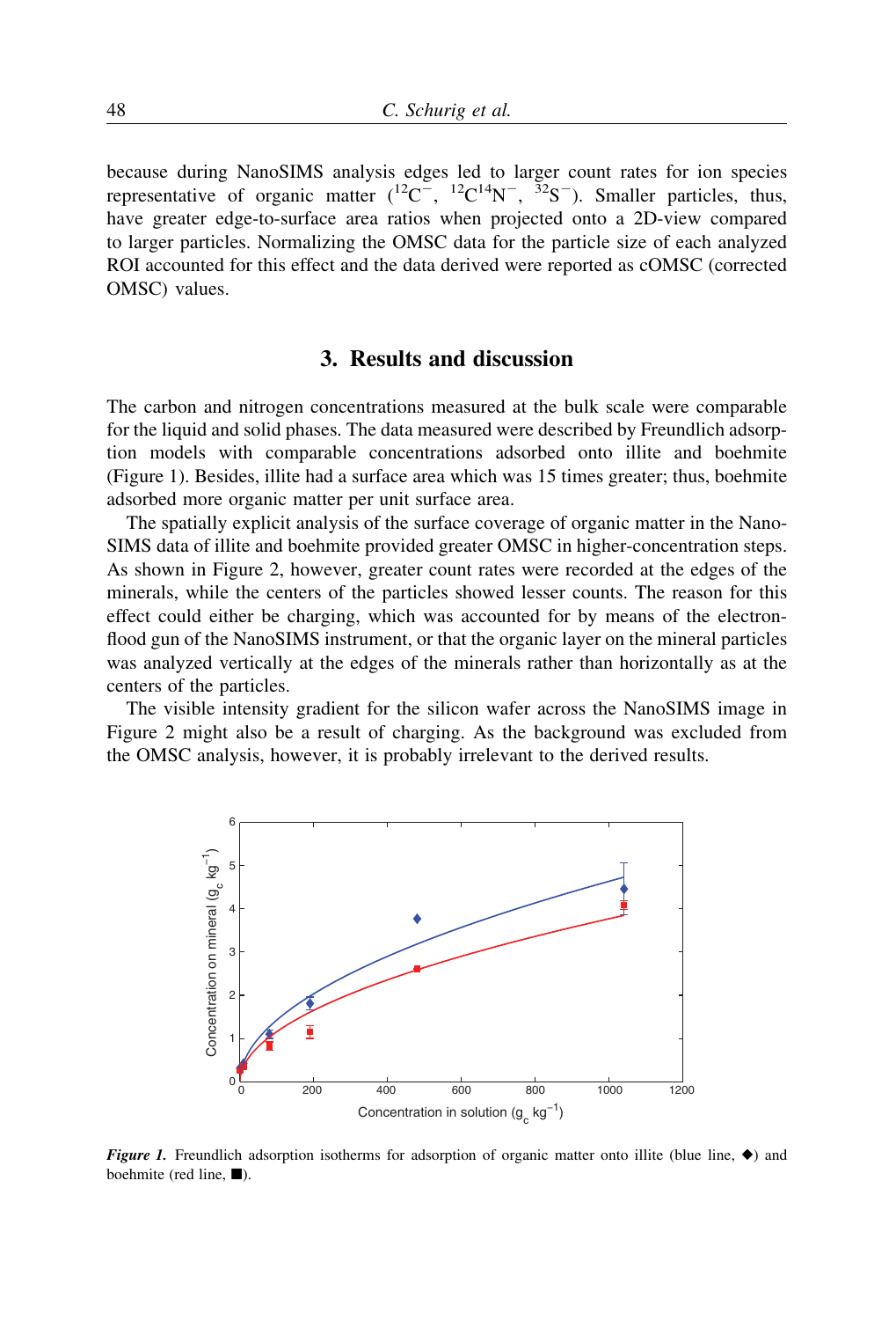because during NanoSIMS analysis edges led to larger count rates for ion species representative of organic matter ($^{12}C^-$, $^{12}C^{14}N^-$, $^{32}S^-$). Smaller particles, thus, have greater edge-to-surface area ratios when projected onto a 2D-view compared to larger particles. Normalizing the OMSC data for the particle size of each analyzed ROI accounted for this effect and the data derived were reported as cOMSC (corrected OMSC) values.

## 3. Results and discussion

The carbon and nitrogen concentrations measured at the bulk scale were comparable for the liquid and solid phases. The data measured were described by Freundlich adsorption models with comparable concentrations adsorbed onto illite and boehmite (Figure 1). Besides, illite had a surface area which was 15 times greater; thus, boehmite adsorbed more organic matter per unit surface area.

The spatially explicit analysis of the surface coverage of organic matter in the NanoSIMS data of illite and boehmite provided greater OMSC in higher-concentration steps. As shown in Figure 2, however, greater count rates were recorded at the edges of the minerals, while the centers of the particles showed lesser counts. The reason for this effect could either be charging, which was accounted for by means of the electron-flood gun of the NanoSIMS instrument, or that the organic layer on the mineral particles was analyzed vertically at the edges of the minerals rather than horizontally as at the centers of the particles.

The visible intensity gradient for the silicon wafer across the NanoSIMS image in Figure 2 might also be a result of charging. As the background was excluded from the OMSC analysis, however, it is probably irrelevant to the derived results.

***Figure 1.*** Freundlich adsorption isotherms for adsorption of organic matter onto illite (blue line, ◆) and boehmite (red line, ■).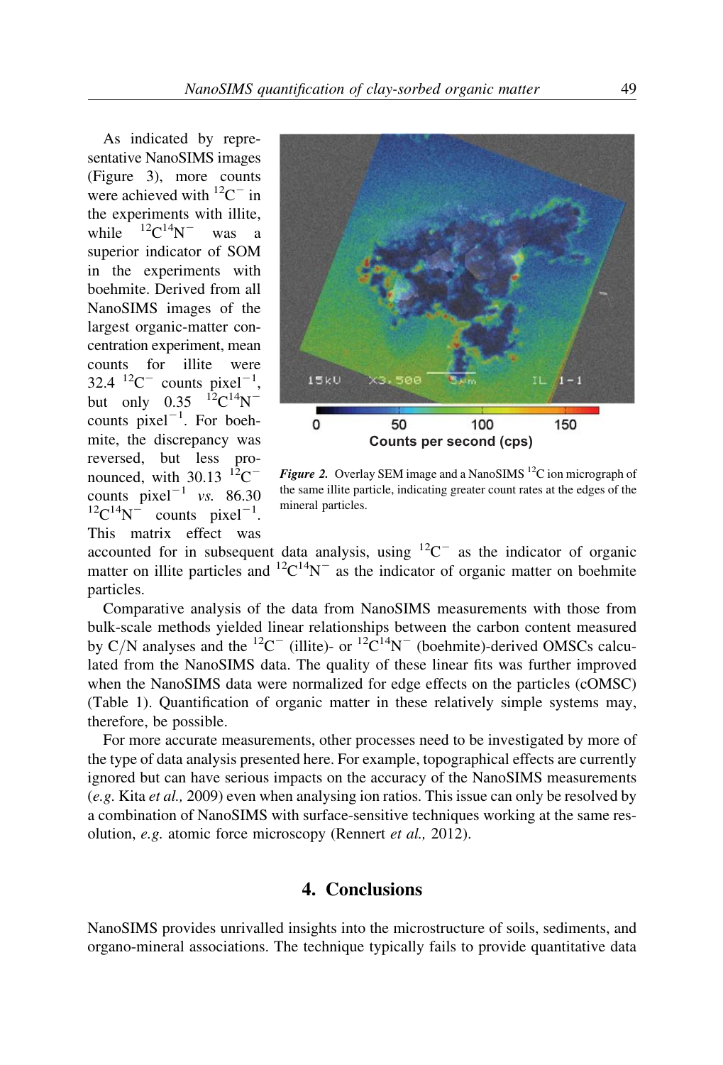As indicated by representative NanoSIMS images (Figure 3), more counts were achieved with $^{12}C^{-}$ in the experiments with illite, while $^{12}C^{14}N^{-}$ was a superior indicator of SOM in the experiments with boehmite. Derived from all NanoSIMS images of the largest organic-matter concentration experiment, mean counts for illite were 32.4 $^{12}C^{-}$ counts pixel$^{-1}$, but only 0.35 $^{12}C^{14}N^{-}$ counts pixel$^{-1}$. For boehmite, the discrepancy was reversed, but less pronounced, with 30.13 $^{12}C^{-}$ counts pixel$^{-1}$ *vs.* 86.30 $^{12}C^{14}N^{-}$ counts pixel$^{-1}$. This matrix effect was accounted for in subsequent data analysis, using $^{12}C^{-}$ as the indicator of organic matter on illite particles and $^{12}C^{14}N^{-}$ as the indicator of organic matter on boehmite particles.

***Figure 2.*** Overlay SEM image and a NanoSIMS $^{12}C$ ion micrograph of the same illite particle, indicating greater count rates at the edges of the mineral particles.

Comparative analysis of the data from NanoSIMS measurements with those from bulk-scale methods yielded linear relationships between the carbon content measured by C/N analyses and the $^{12}C^{-}$ (illite)- or $^{12}C^{14}N^{-}$ (boehmite)-derived OMSCs calculated from the NanoSIMS data. The quality of these linear fits was further improved when the NanoSIMS data were normalized for edge effects on the particles (cOMSC) (Table 1). Quantification of organic matter in these relatively simple systems may, therefore, be possible.

For more accurate measurements, other processes need to be investigated by more of the type of data analysis presented here. For example, topographical effects are currently ignored but can have serious impacts on the accuracy of the NanoSIMS measurements (*e.g.* Kita *et al.,* 2009) even when analysing ion ratios. This issue can only be resolved by a combination of NanoSIMS with surface-sensitive techniques working at the same resolution, *e.g.* atomic force microscopy (Rennert *et al.,* 2012).

## 4. Conclusions

NanoSIMS provides unrivalled insights into the microstructure of soils, sediments, and organo-mineral associations. The technique typically fails to provide quantitative data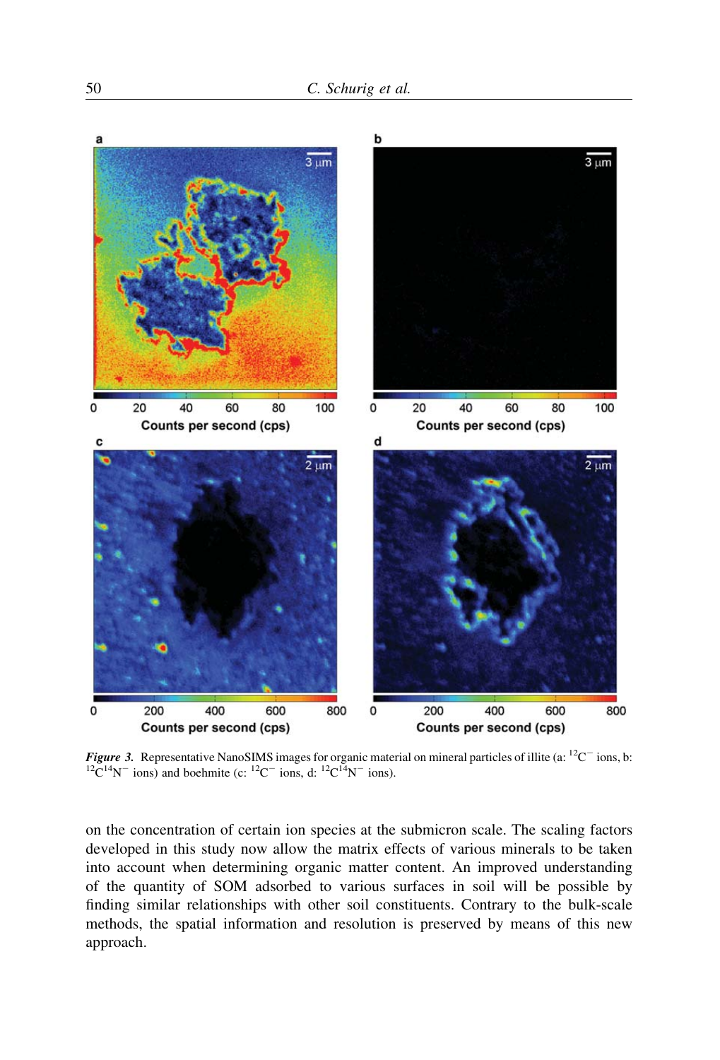*Figure 3.* Representative NanoSIMS images for organic material on mineral particles of illite (a: $^{12}C^{-}$ ions, b: $^{12}C^{14}N^{-}$ ions) and boehmite (c: $^{12}C^{-}$ ions, d: $^{12}C^{14}N^{-}$ ions).

on the concentration of certain ion species at the submicron scale. The scaling factors developed in this study now allow the matrix effects of various minerals to be taken into account when determining organic matter content. An improved understanding of the quantity of SOM adsorbed to various surfaces in soil will be possible by finding similar relationships with other soil constituents. Contrary to the bulk-scale methods, the spatial information and resolution is preserved by means of this new approach.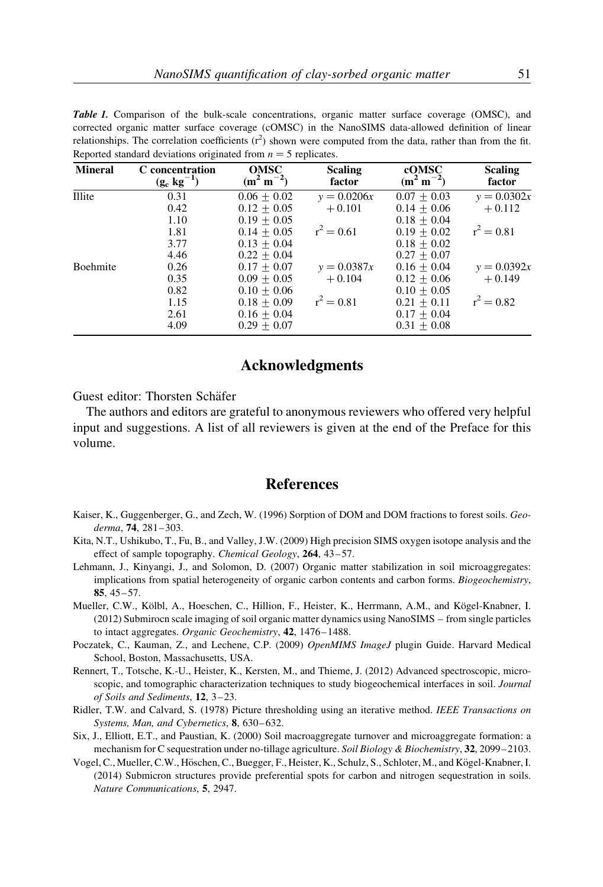***Table 1.*** Comparison of the bulk-scale concentrations, organic matter surface coverage (OMSC), and corrected organic matter surface coverage (cOMSC) in the NanoSIMS data-allowed definition of linear relationships. The correlation coefficients ($r^2$) shown were computed from the data, rather than from the fit. Reported standard deviations originated from $n = 5$ replicates.

| Mineral | C concentration ($g_c\ kg^{-1}$) | OMSC ($m^2\ m^{-2}$) | Scaling factor | cOMSC ($m^2\ m^{-2}$) | Scaling factor |
|---|---|---|---|---|---|
| Illite | 0.31 | $0.06 \pm 0.02$ | $y = 0.0206x$ | $0.07 \pm 0.03$ | $y = 0.0302x$ |
| | 0.42 | $0.12 \pm 0.05$ | $+0.101$ | $0.14 \pm 0.06$ | $+0.112$ |
| | 1.10 | $0.19 \pm 0.05$ | | $0.18 \pm 0.04$ | |
| | 1.81 | $0.14 \pm 0.05$ | $r^2 = 0.61$ | $0.19 \pm 0.02$ | $r^2 = 0.81$ |
| | 3.77 | $0.13 \pm 0.04$ | | $0.18 \pm 0.02$ | |
| | 4.46 | $0.22 \pm 0.04$ | | $0.27 \pm 0.07$ | |
| Boehmite | 0.26 | $0.17 \pm 0.07$ | $y = 0.0387x$ | $0.16 \pm 0.04$ | $y = 0.0392x$ |
| | 0.35 | $0.09 \pm 0.05$ | $+0.104$ | $0.12 \pm 0.06$ | $+0.149$ |
| | 0.82 | $0.10 \pm 0.06$ | | $0.10 \pm 0.05$ | |
| | 1.15 | $0.18 \pm 0.09$ | $r^2 = 0.81$ | $0.21 \pm 0.11$ | $r^2 = 0.82$ |
| | 2.61 | $0.16 \pm 0.04$ | | $0.17 \pm 0.04$ | |
| | 4.09 | $0.29 \pm 0.07$ | | $0.31 \pm 0.08$ | |

## Acknowledgments

Guest editor: Thorsten Schäfer

The authors and editors are grateful to anonymous reviewers who offered very helpful input and suggestions. A list of all reviewers is given at the end of the Preface for this volume.

## References

Kaiser, K., Guggenberger, G., and Zech, W. (1996) Sorption of DOM and DOM fractions to forest soils. *Geoderma*, **74**, 281–303.

Kita, N.T., Ushikubo, T., Fu, B., and Valley, J.W. (2009) High precision SIMS oxygen isotope analysis and the effect of sample topography. *Chemical Geology*, **264**, 43–57.

Lehmann, J., Kinyangi, J., and Solomon, D. (2007) Organic matter stabilization in soil microaggregates: implications from spatial heterogeneity of organic carbon contents and carbon forms. *Biogeochemistry*, **85**, 45–57.

Mueller, C.W., Kölbl, A., Hoeschen, C., Hillion, F., Heister, K., Herrmann, A.M., and Kögel-Knabner, I. (2012) Submirocn scale imaging of soil organic matter dynamics using NanoSIMS – from single particles to intact aggregates. *Organic Geochemistry*, **42**, 1476–1488.

Poczatek, C., Kauman, Z., and Lechene, C.P. (2009) *OpenMIMS ImageJ* plugin Guide. Harvard Medical School, Boston, Massachusetts, USA.

Rennert, T., Totsche, K.-U., Heister, K., Kersten, M., and Thieme, J. (2012) Advanced spectroscopic, microscopic, and tomographic characterization techniques to study biogeochemical interfaces in soil. *Journal of Soils and Sediments*, **12**, 3–23.

Ridler, T.W. and Calvard, S. (1978) Picture thresholding using an iterative method. *IEEE Transactions on Systems, Man, and Cybernetics*, **8**, 630–632.

Six, J., Elliott, E.T., and Paustian, K. (2000) Soil macroaggregate turnover and microaggregate formation: a mechanism for C sequestration under no-tillage agriculture. *Soil Biology & Biochemistry*, **32**, 2099–2103.

Vogel, C., Mueller, C.W., Höschen, C., Buegger, F., Heister, K., Schulz, S., Schloter, M., and Kögel-Knabner, I. (2014) Submicron structures provide preferential spots for carbon and nitrogen sequestration in soils. *Nature Communications*, **5**, 2947.